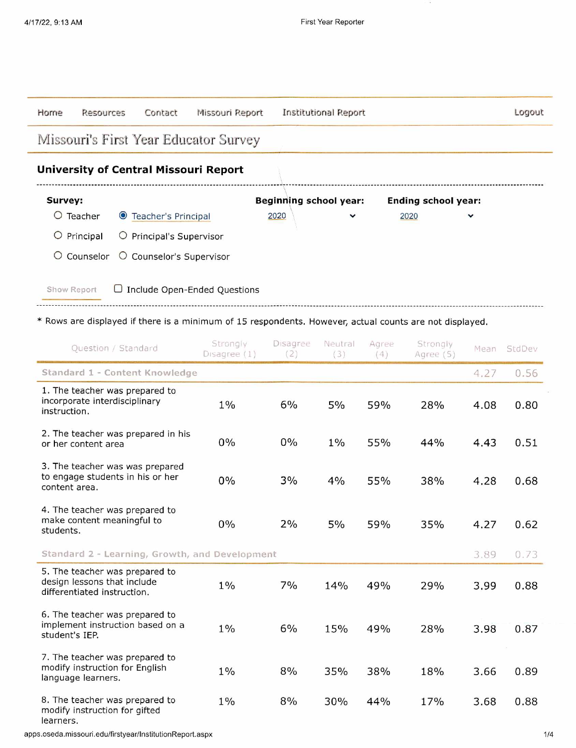Home | Resources | Contact | Missouri Report | Institutional Report | Logout

# Missouri's First Year Educator Survey

## University of Central Missouri Report

**Survey:**

- ○ Teacher
- ◉ Teacher's Principal
- ○ Principal
- ○ Principal's Supervisor
- ○ Counselor
- ○ Counselor's Supervisor

**Beginning school year:** 2020

**Ending school year:** 2020

Show Report

☐ Include Open-Ended Questions

* Rows are displayed if there is a minimum of 15 respondents. However, actual counts are not displayed.

| Question / Standard | Strongly Disagree (1) | Disagree (2) | Neutral (3) | Agree (4) | Strongly Agree (5) | Mean | StdDev |
|---|---|---|---|---|---|---|---|
| **Standard 1 - Content Knowledge** | | | | | | 4.27 | 0.56 |
| 1. The teacher was prepared to incorporate interdisciplinary instruction. | 1% | 6% | 5% | 59% | 28% | 4.08 | 0.80 |
| 2. The teacher was prepared in his or her content area | 0% | 0% | 1% | 55% | 44% | 4.43 | 0.51 |
| 3. The teacher was was prepared to engage students in his or her content area. | 0% | 3% | 4% | 55% | 38% | 4.28 | 0.68 |
| 4. The teacher was prepared to make content meaningful to students. | 0% | 2% | 5% | 59% | 35% | 4.27 | 0.62 |
| **Standard 2 - Learning, Growth, and Development** | | | | | | 3.89 | 0.73 |
| 5. The teacher was prepared to design lessons that include differentiated instruction. | 1% | 7% | 14% | 49% | 29% | 3.99 | 0.88 |
| 6. The teacher was prepared to implement instruction based on a student's IEP. | 1% | 6% | 15% | 49% | 28% | 3.98 | 0.87 |
| 7. The teacher was prepared to modify instruction for English language learners. | 1% | 8% | 35% | 38% | 18% | 3.66 | 0.89 |
| 8. The teacher was prepared to modify instruction for gifted learners. | 1% | 8% | 30% | 44% | 17% | 3.68 | 0.88 |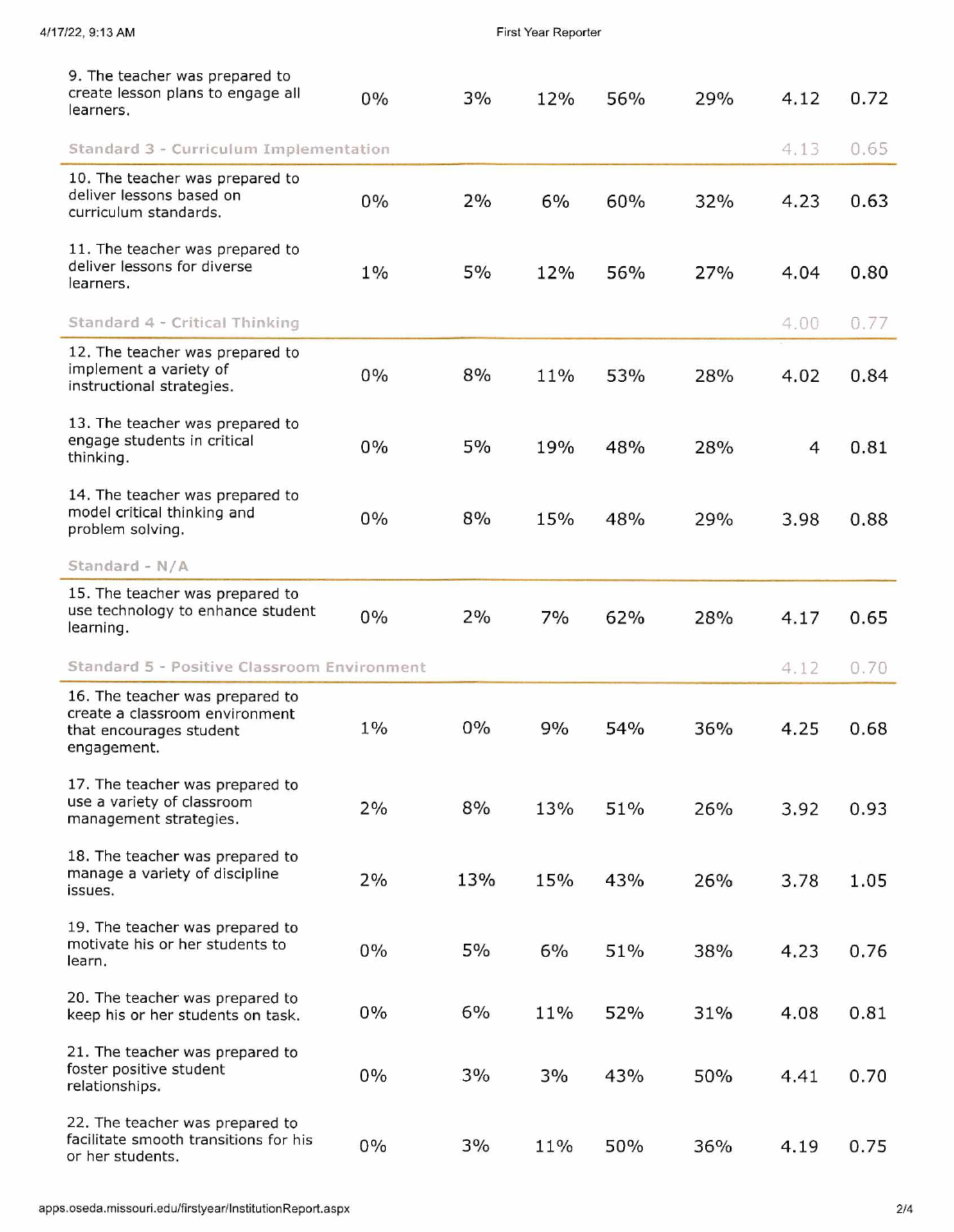| | | | | | | | |
|---|---|---|---|---|---|---|---|
| 9. The teacher was prepared to create lesson plans to engage all learners. | 0% | 3% | 12% | 56% | 29% | 4.12 | 0.72 |
| **Standard 3 - Curriculum Implementation** | | | | | | 4.13 | 0.65 |
| 10. The teacher was prepared to deliver lessons based on curriculum standards. | 0% | 2% | 6% | 60% | 32% | 4.23 | 0.63 |
| 11. The teacher was prepared to deliver lessons for diverse learners. | 1% | 5% | 12% | 56% | 27% | 4.04 | 0.80 |
| **Standard 4 - Critical Thinking** | | | | | | 4.00 | 0.77 |
| 12. The teacher was prepared to implement a variety of instructional strategies. | 0% | 8% | 11% | 53% | 28% | 4.02 | 0.84 |
| 13. The teacher was prepared to engage students in critical thinking. | 0% | 5% | 19% | 48% | 28% | 4 | 0.81 |
| 14. The teacher was prepared to model critical thinking and problem solving. | 0% | 8% | 15% | 48% | 29% | 3.98 | 0.88 |
| **Standard - N/A** | | | | | | | |
| 15. The teacher was prepared to use technology to enhance student learning. | 0% | 2% | 7% | 62% | 28% | 4.17 | 0.65 |
| **Standard 5 - Positive Classroom Environment** | | | | | | 4.12 | 0.70 |
| 16. The teacher was prepared to create a classroom environment that encourages student engagement. | 1% | 0% | 9% | 54% | 36% | 4.25 | 0.68 |
| 17. The teacher was prepared to use a variety of classroom management strategies. | 2% | 8% | 13% | 51% | 26% | 3.92 | 0.93 |
| 18. The teacher was prepared to manage a variety of discipline issues. | 2% | 13% | 15% | 43% | 26% | 3.78 | 1.05 |
| 19. The teacher was prepared to motivate his or her students to learn. | 0% | 5% | 6% | 51% | 38% | 4.23 | 0.76 |
| 20. The teacher was prepared to keep his or her students on task. | 0% | 6% | 11% | 52% | 31% | 4.08 | 0.81 |
| 21. The teacher was prepared to foster positive student relationships. | 0% | 3% | 3% | 43% | 50% | 4.41 | 0.70 |
| 22. The teacher was prepared to facilitate smooth transitions for his or her students. | 0% | 3% | 11% | 50% | 36% | 4.19 | 0.75 |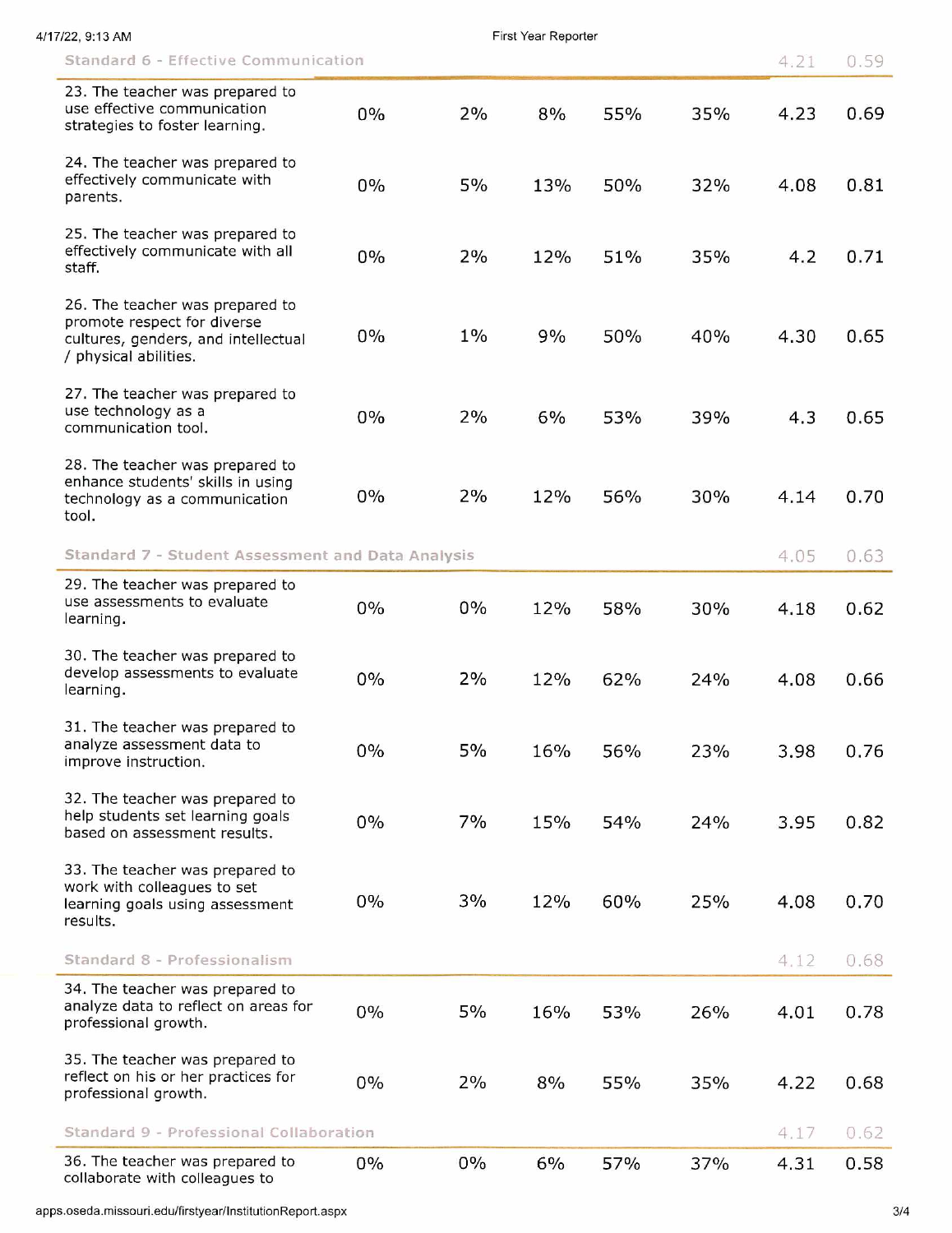| | | | | | | | |
|---|---|---|---|---|---|---|---|
| **Standard 6 - Effective Communication** | | | | | | 4.21 | 0.59 |
| 23. The teacher was prepared to use effective communication strategies to foster learning. | 0% | 2% | 8% | 55% | 35% | 4.23 | 0.69 |
| 24. The teacher was prepared to effectively communicate with parents. | 0% | 5% | 13% | 50% | 32% | 4.08 | 0.81 |
| 25. The teacher was prepared to effectively communicate with all staff. | 0% | 2% | 12% | 51% | 35% | 4.2 | 0.71 |
| 26. The teacher was prepared to promote respect for diverse cultures, genders, and intellectual / physical abilities. | 0% | 1% | 9% | 50% | 40% | 4.30 | 0.65 |
| 27. The teacher was prepared to use technology as a communication tool. | 0% | 2% | 6% | 53% | 39% | 4.3 | 0.65 |
| 28. The teacher was prepared to enhance students' skills in using technology as a communication tool. | 0% | 2% | 12% | 56% | 30% | 4.14 | 0.70 |
| **Standard 7 - Student Assessment and Data Analysis** | | | | | | 4.05 | 0.63 |
| 29. The teacher was prepared to use assessments to evaluate learning. | 0% | 0% | 12% | 58% | 30% | 4.18 | 0.62 |
| 30. The teacher was prepared to develop assessments to evaluate learning. | 0% | 2% | 12% | 62% | 24% | 4.08 | 0.66 |
| 31. The teacher was prepared to analyze assessment data to improve instruction. | 0% | 5% | 16% | 56% | 23% | 3.98 | 0.76 |
| 32. The teacher was prepared to help students set learning goals based on assessment results. | 0% | 7% | 15% | 54% | 24% | 3.95 | 0.82 |
| 33. The teacher was prepared to work with colleagues to set learning goals using assessment results. | 0% | 3% | 12% | 60% | 25% | 4.08 | 0.70 |
| **Standard 8 - Professionalism** | | | | | | 4.12 | 0.68 |
| 34. The teacher was prepared to analyze data to reflect on areas for professional growth. | 0% | 5% | 16% | 53% | 26% | 4.01 | 0.78 |
| 35. The teacher was prepared to reflect on his or her practices for professional growth. | 0% | 2% | 8% | 55% | 35% | 4.22 | 0.68 |
| **Standard 9 - Professional Collaboration** | | | | | | 4.17 | 0.62 |
| 36. The teacher was prepared to collaborate with colleagues to | 0% | 0% | 6% | 57% | 37% | 4.31 | 0.58 |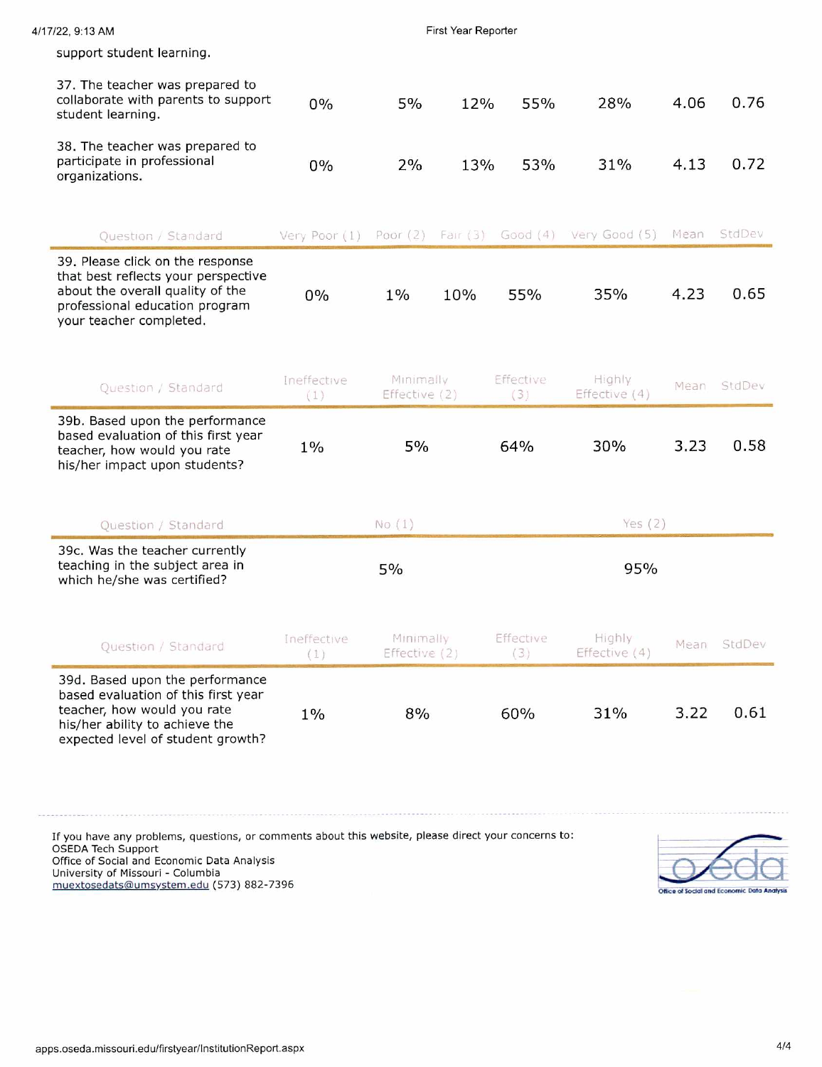support student learning.

| | | | | | | | |
|---|---|---|---|---|---|---|---|
| 37. The teacher was prepared to collaborate with parents to support student learning. | 0% | 5% | 12% | 55% | 28% | 4.06 | 0.76 |
| 38. The teacher was prepared to participate in professional organizations. | 0% | 2% | 13% | 53% | 31% | 4.13 | 0.72 |

| Question / Standard | Very Poor (1) | Poor (2) | Fair (3) | Good (4) | Very Good (5) | Mean | StdDev |
|---|---|---|---|---|---|---|---|
| 39. Please click on the response that best reflects your perspective about the overall quality of the professional education program your teacher completed. | 0% | 1% | 10% | 55% | 35% | 4.23 | 0.65 |

| Question / Standard | Ineffective (1) | Minimally Effective (2) | Effective (3) | Highly Effective (4) | Mean | StdDev |
|---|---|---|---|---|---|---|
| 39b. Based upon the performance based evaluation of this first year teacher, how would you rate his/her impact upon students? | 1% | 5% | 64% | 30% | 3.23 | 0.58 |

| Question / Standard | No (1) | Yes (2) |
|---|---|---|
| 39c. Was the teacher currently teaching in the subject area in which he/she was certified? | 5% | 95% |

| Question / Standard | Ineffective (1) | Minimally Effective (2) | Effective (3) | Highly Effective (4) | Mean | StdDev |
|---|---|---|---|---|---|---|
| 39d. Based upon the performance based evaluation of this first year teacher, how would you rate his/her ability to achieve the expected level of student growth? | 1% | 8% | 60% | 31% | 3.22 | 0.61 |

If you have any problems, questions, or comments about this website, please direct your concerns to:
OSEDA Tech Support
Office of Social and Economic Data Analysis
University of Missouri - Columbia
muextosedats@umsystem.edu (573) 882-7396

oseda
Office of Social and Economic Data Analysis